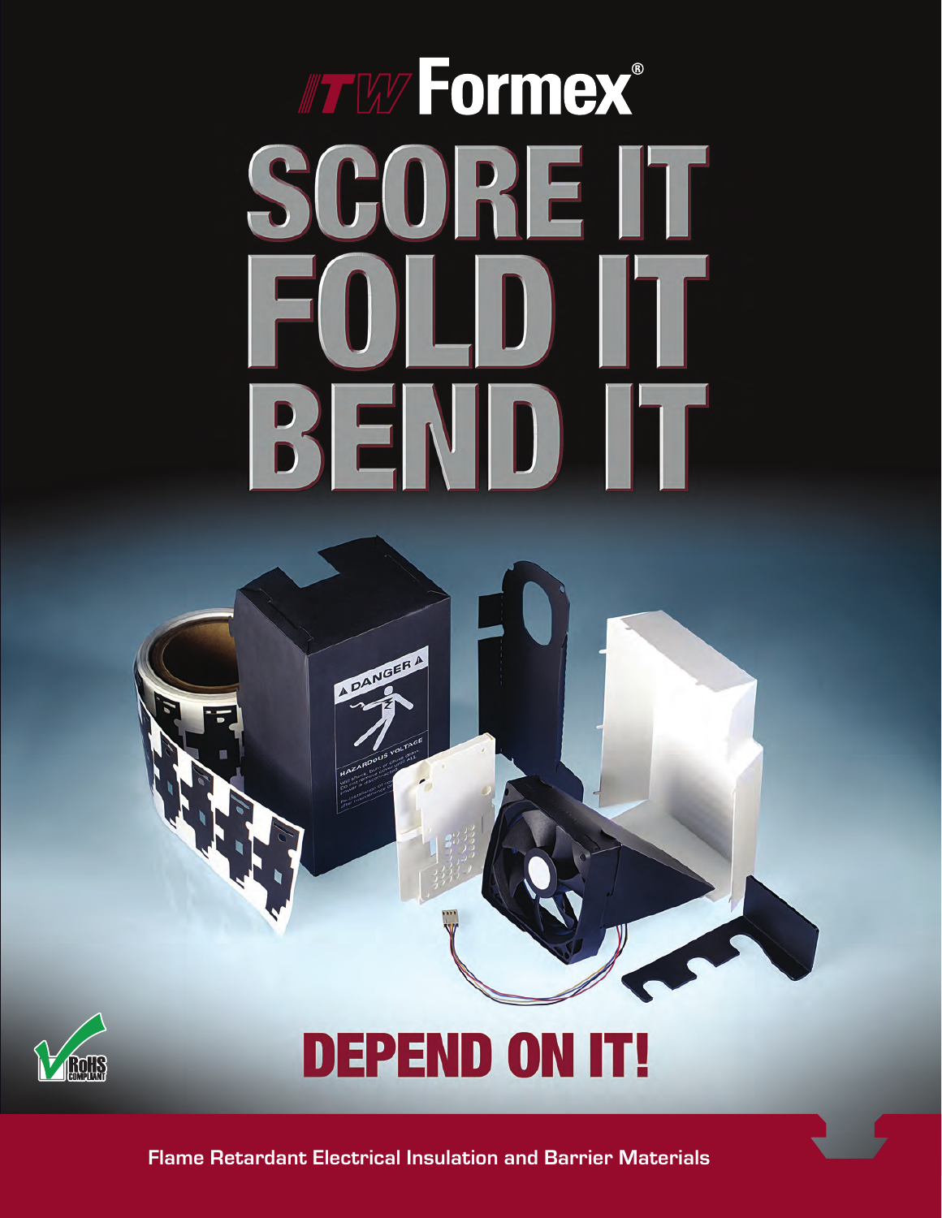# ITW Formex®

# SCORE IT
# FOLD IT
# BEND IT

RoHS COMPLIANT

## DEPEND ON IT!

**Flame Retardant Electrical Insulation and Barrier Materials**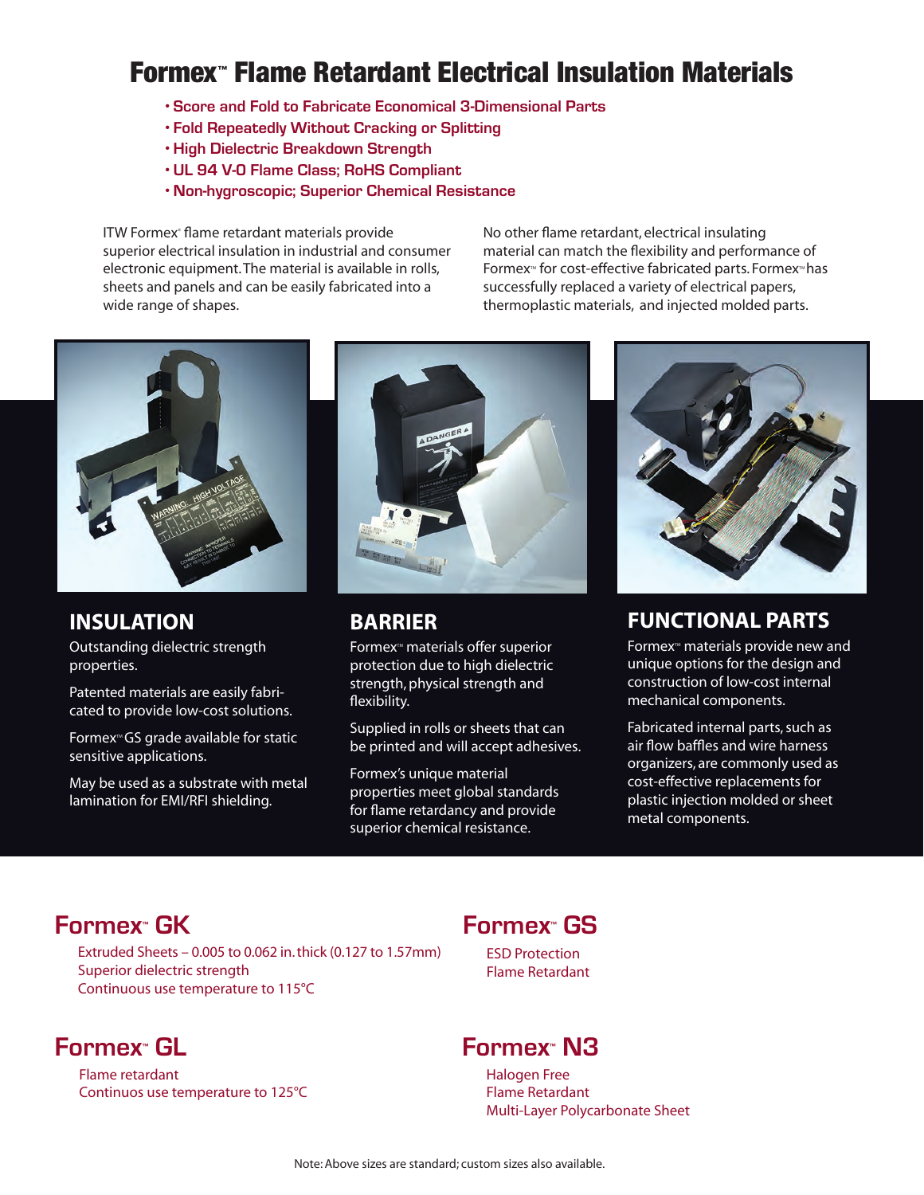# Formex™ Flame Retardant Electrical Insulation Materials

- Score and Fold to Fabricate Economical 3-Dimensional Parts
- Fold Repeatedly Without Cracking or Splitting
- High Dielectric Breakdown Strength
- UL 94 V-0 Flame Class; RoHS Compliant
- Non-hygroscopic; Superior Chemical Resistance

ITW Formex® flame retardant materials provide superior electrical insulation in industrial and consumer electronic equipment. The material is available in rolls, sheets and panels and can be easily fabricated into a wide range of shapes.

No other flame retardant, electrical insulating material can match the flexibility and performance of Formex™ for cost-effective fabricated parts. Formex™ has successfully replaced a variety of electrical papers, thermoplastic materials, and injected molded parts.

## INSULATION

Outstanding dielectric strength properties.

Patented materials are easily fabricated to provide low-cost solutions.

Formex™ GS grade available for static sensitive applications.

May be used as a substrate with metal lamination for EMI/RFI shielding.

## BARRIER

Formex™ materials offer superior protection due to high dielectric strength, physical strength and flexibility.

Supplied in rolls or sheets that can be printed and will accept adhesives.

Formex's unique material properties meet global standards for flame retardancy and provide superior chemical resistance.

## FUNCTIONAL PARTS

Formex™ materials provide new and unique options for the design and construction of low-cost internal mechanical components.

Fabricated internal parts, such as air flow baffles and wire harness organizers, are commonly used as cost-effective replacements for plastic injection molded or sheet metal components.

## Formex™ GK

Extruded Sheets – 0.005 to 0.062 in. thick (0.127 to 1.57mm)
Superior dielectric strength
Continuous use temperature to 115°C

## Formex™ GS

ESD Protection
Flame Retardant

## Formex™ GL

Flame retardant
Continuos use temperature to 125°C

## Formex™ N3

Halogen Free
Flame Retardant
Multi-Layer Polycarbonate Sheet

Note: Above sizes are standard; custom sizes also available.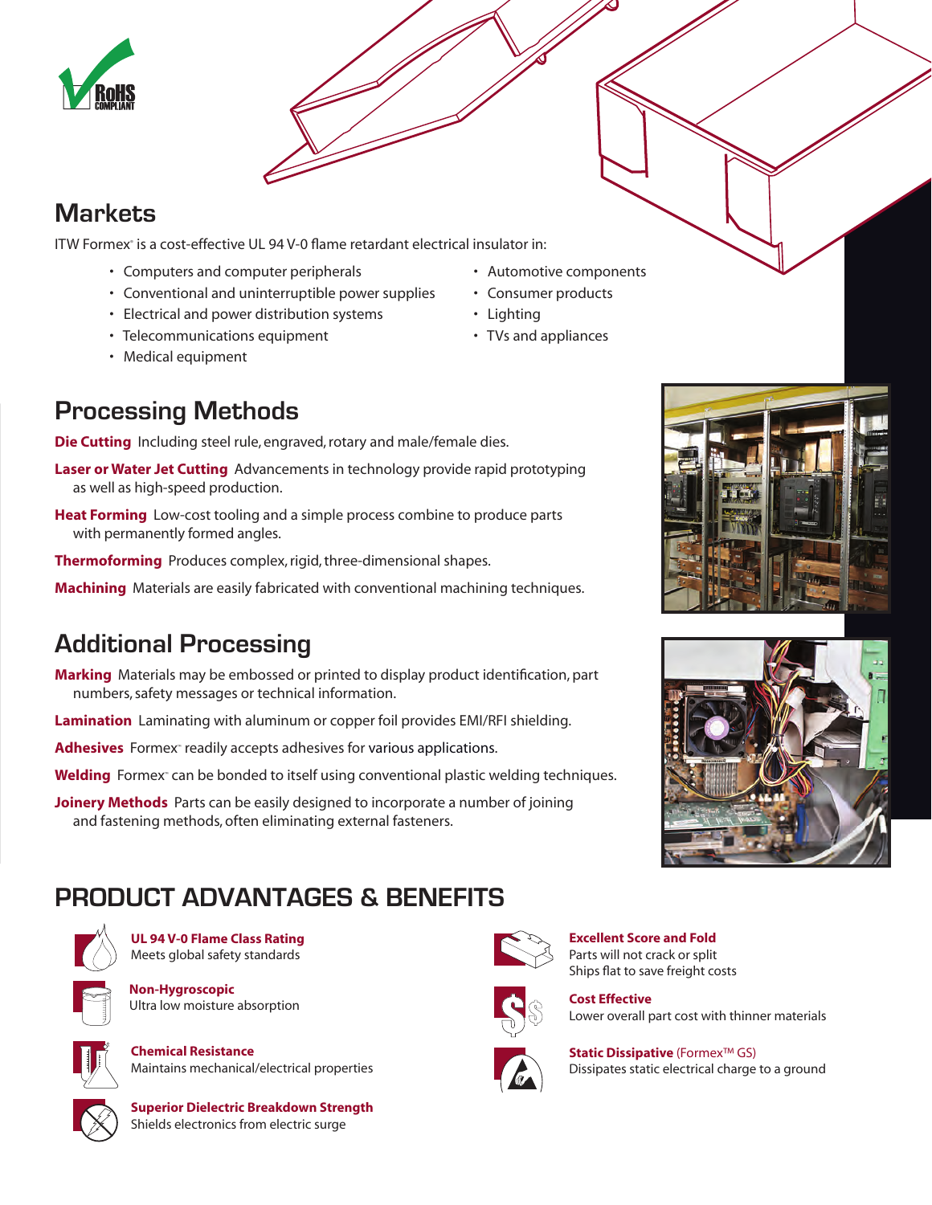## Markets

ITW Formex® is a cost-effective UL 94 V-0 flame retardant electrical insulator in:

- Computers and computer peripherals
- Conventional and uninterruptible power supplies
- Electrical and power distribution systems
- Telecommunications equipment
- Medical equipment
- Automotive components
- Consumer products
- Lighting
- TVs and appliances

## Processing Methods

**Die Cutting** Including steel rule, engraved, rotary and male/female dies.

**Laser or Water Jet Cutting** Advancements in technology provide rapid prototyping as well as high-speed production.

**Heat Forming** Low-cost tooling and a simple process combine to produce parts with permanently formed angles.

**Thermoforming** Produces complex, rigid, three-dimensional shapes.

**Machining** Materials are easily fabricated with conventional machining techniques.

## Additional Processing

**Marking** Materials may be embossed or printed to display product identification, part numbers, safety messages or technical information.

**Lamination** Laminating with aluminum or copper foil provides EMI/RFI shielding.

**Adhesives** Formex® readily accepts adhesives for various applications.

**Welding** Formex® can be bonded to itself using conventional plastic welding techniques.

**Joinery Methods** Parts can be easily designed to incorporate a number of joining and fastening methods, often eliminating external fasteners.

## PRODUCT ADVANTAGES & BENEFITS

**UL 94 V-0 Flame Class Rating**
Meets global safety standards

**Non-Hygroscopic**
Ultra low moisture absorption

**Chemical Resistance**
Maintains mechanical/electrical properties

**Superior Dielectric Breakdown Strength**
Shields electronics from electric surge

**Excellent Score and Fold**
Parts will not crack or split
Ships flat to save freight costs

**Cost Effective**
Lower overall part cost with thinner materials

**Static Dissipative** (Formex™ GS)
Dissipates static electrical charge to a ground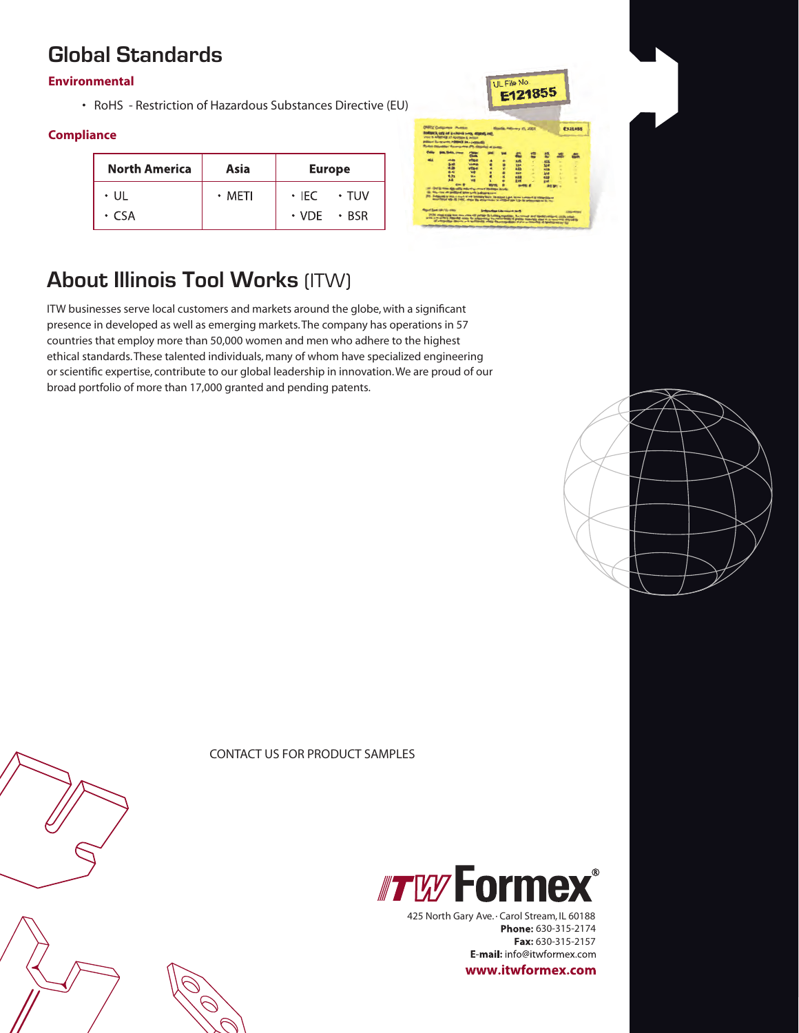# Global Standards

### Environmental

- RoHS - Restriction of Hazardous Substances Directive (EU)

### Compliance

| North America | Asia | Europe | |
|---|---|---|---|
| • UL | • METI | • IEC | • TUV |
| • CSA | | • VDE | • BSR |

UL File No.
E121855

# About Illinois Tool Works (ITW)

ITW businesses serve local customers and markets around the globe, with a significant presence in developed as well as emerging markets. The company has operations in 57 countries that employ more than 50,000 women and men who adhere to the highest ethical standards. These talented individuals, many of whom have specialized engineering or scientific expertise, contribute to our global leadership in innovation. We are proud of our broad portfolio of more than 17,000 granted and pending patents.

CONTACT US FOR PRODUCT SAMPLES

ITW Formex®

425 North Gary Ave. · Carol Stream, IL 60188
**Phone:** 630-315-2174
**Fax:** 630-315-2157
**E-mail:** info@itwformex.com
**www.itwformex.com**